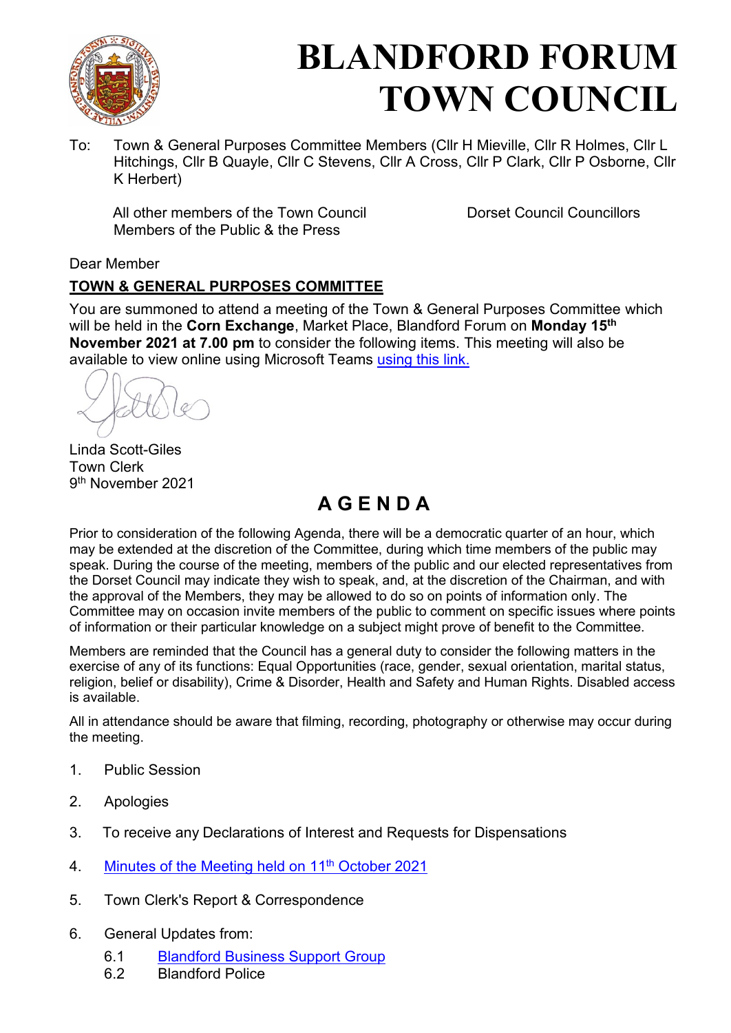# BLANDFORD FORUM TOWN COUNCIL

To: Town & General Purposes Committee Members (Cllr H Mieville, Cllr R Holmes, Cllr L Hitchings, Cllr B Quayle, Cllr C Stevens, Cllr A Cross, Cllr P Clark, Cllr P Osborne, Cllr K Herbert)

All other members of the Town Council
Members of the Public & the Press

Dorset Council Councillors

Dear Member

**TOWN & GENERAL PURPOSES COMMITTEE**

You are summoned to attend a meeting of the Town & General Purposes Committee which will be held in the **Corn Exchange**, Market Place, Blandford Forum on **Monday 15th November 2021 at 7.00 pm** to consider the following items. This meeting will also be available to view online using Microsoft Teams using this link.

Linda Scott-Giles
Town Clerk
9th November 2021

## AGENDA

Prior to consideration of the following Agenda, there will be a democratic quarter of an hour, which may be extended at the discretion of the Committee, during which time members of the public may speak. During the course of the meeting, members of the public and our elected representatives from the Dorset Council may indicate they wish to speak, and, at the discretion of the Chairman, and with the approval of the Members, they may be allowed to do so on points of information only. The Committee may on occasion invite members of the public to comment on specific issues where points of information or their particular knowledge on a subject might prove of benefit to the Committee.

Members are reminded that the Council has a general duty to consider the following matters in the exercise of any of its functions: Equal Opportunities (race, gender, sexual orientation, marital status, religion, belief or disability), Crime & Disorder, Health and Safety and Human Rights. Disabled access is available.

All in attendance should be aware that filming, recording, photography or otherwise may occur during the meeting.

1. Public Session
2. Apologies
3. To receive any Declarations of Interest and Requests for Dispensations
4. Minutes of the Meeting held on 11th October 2021
5. Town Clerk's Report & Correspondence
6. General Updates from:
   - 6.1 Blandford Business Support Group
   - 6.2 Blandford Police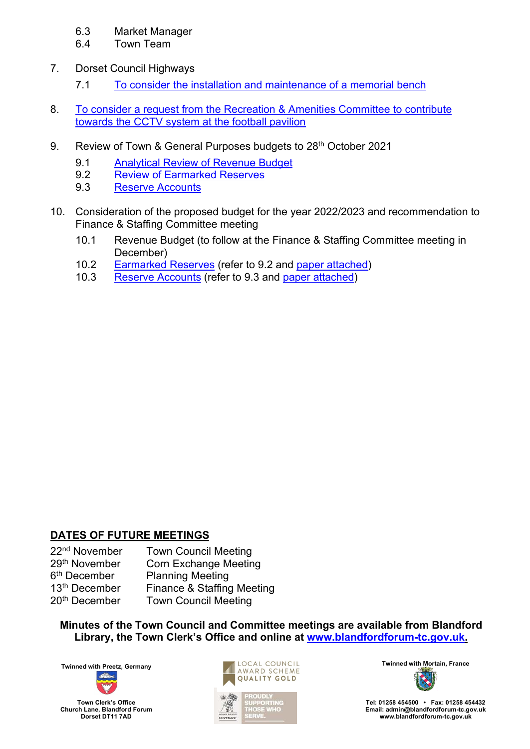6.3 Market Manager
6.4 Town Team

7. Dorset Council Highways

   7.1 To consider the installation and maintenance of a memorial bench

8. To consider a request from the Recreation & Amenities Committee to contribute towards the CCTV system at the football pavilion

9. Review of Town & General Purposes budgets to 28th October 2021

   9.1 Analytical Review of Revenue Budget
   9.2 Review of Earmarked Reserves
   9.3 Reserve Accounts

10. Consideration of the proposed budget for the year 2022/2023 and recommendation to Finance & Staffing Committee meeting

   10.1 Revenue Budget (to follow at the Finance & Staffing Committee meeting in December)
   10.2 Earmarked Reserves (refer to 9.2 and paper attached)
   10.3 Reserve Accounts (refer to 9.3 and paper attached)

## DATES OF FUTURE MEETINGS

| | |
|---|---|
| 22nd November | Town Council Meeting |
| 29th November | Corn Exchange Meeting |
| 6th December | Planning Meeting |
| 13th December | Finance & Staffing Meeting |
| 20th December | Town Council Meeting |

**Minutes of the Town Council and Committee meetings are available from Blandford Library, the Town Clerk's Office and online at www.blandfordforum-tc.gov.uk.**

Twinned with Preetz, Germany

Town Clerk's Office
Church Lane, Blandford Forum
Dorset DT11 7AD

LOCAL COUNCIL AWARD SCHEME QUALITY GOLD

PROUDLY SUPPORTING THOSE WHO SERVE.

Twinned with Mortain, France

Tel: 01258 454500 • Fax: 01258 454432
Email: admin@blandfordforum-tc.gov.uk
www.blandfordforum-tc.gov.uk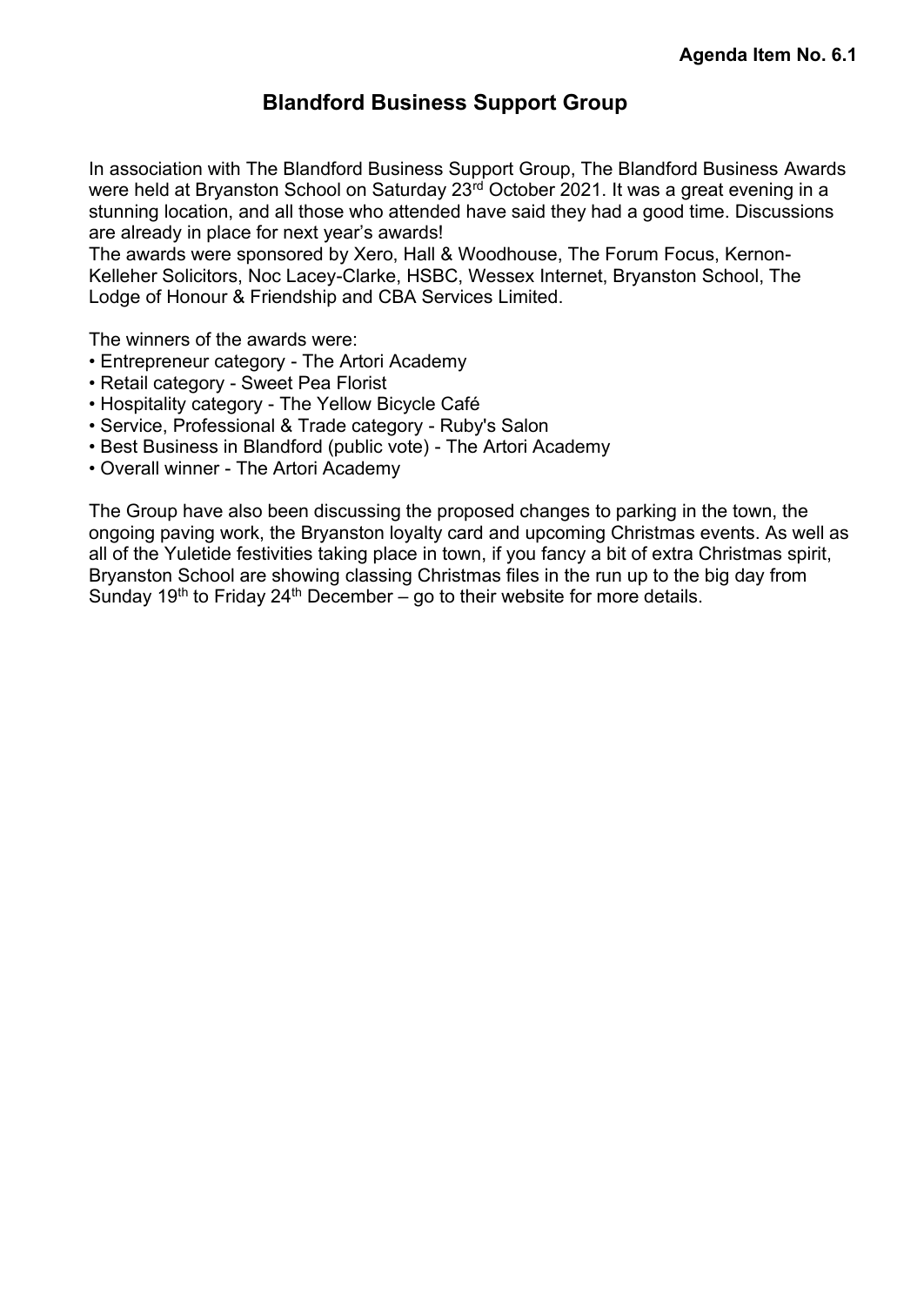**Agenda Item No. 6.1**

# Blandford Business Support Group

In association with The Blandford Business Support Group, The Blandford Business Awards were held at Bryanston School on Saturday 23rd October 2021. It was a great evening in a stunning location, and all those who attended have said they had a good time. Discussions are already in place for next year's awards!
The awards were sponsored by Xero, Hall & Woodhouse, The Forum Focus, Kernon-Kelleher Solicitors, Noc Lacey-Clarke, HSBC, Wessex Internet, Bryanston School, The Lodge of Honour & Friendship and CBA Services Limited.

The winners of the awards were:

- Entrepreneur category - The Artori Academy
- Retail category - Sweet Pea Florist
- Hospitality category - The Yellow Bicycle Café
- Service, Professional & Trade category - Ruby's Salon
- Best Business in Blandford (public vote) - The Artori Academy
- Overall winner - The Artori Academy

The Group have also been discussing the proposed changes to parking in the town, the ongoing paving work, the Bryanston loyalty card and upcoming Christmas events. As well as all of the Yuletide festivities taking place in town, if you fancy a bit of extra Christmas spirit, Bryanston School are showing classing Christmas files in the run up to the big day from Sunday 19th to Friday 24th December – go to their website for more details.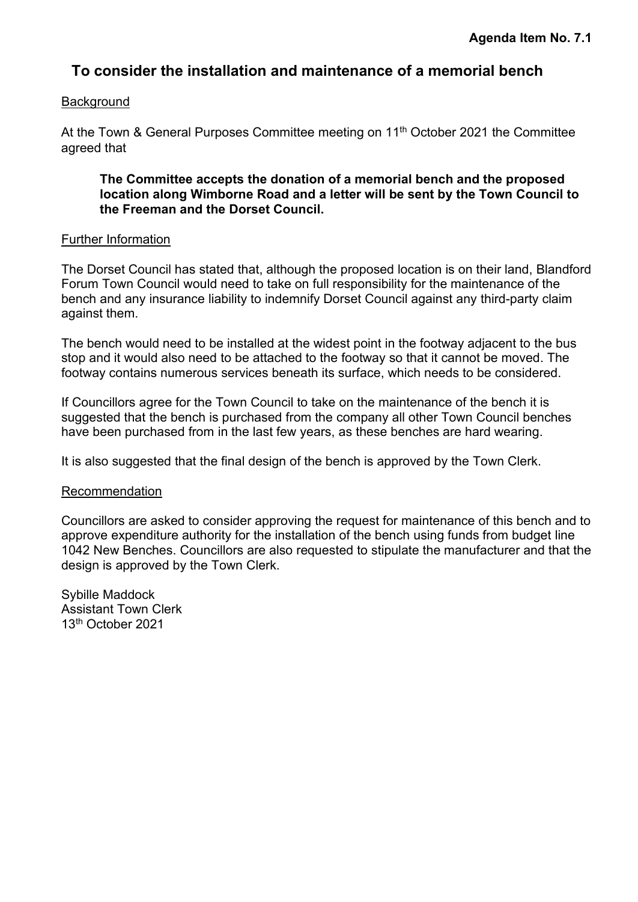**Agenda Item No. 7.1**

# To consider the installation and maintenance of a memorial bench

## Background

At the Town & General Purposes Committee meeting on 11th October 2021 the Committee agreed that

> **The Committee accepts the donation of a memorial bench and the proposed location along Wimborne Road and a letter will be sent by the Town Council to the Freeman and the Dorset Council.**

## Further Information

The Dorset Council has stated that, although the proposed location is on their land, Blandford Forum Town Council would need to take on full responsibility for the maintenance of the bench and any insurance liability to indemnify Dorset Council against any third-party claim against them.

The bench would need to be installed at the widest point in the footway adjacent to the bus stop and it would also need to be attached to the footway so that it cannot be moved. The footway contains numerous services beneath its surface, which needs to be considered.

If Councillors agree for the Town Council to take on the maintenance of the bench it is suggested that the bench is purchased from the company all other Town Council benches have been purchased from in the last few years, as these benches are hard wearing.

It is also suggested that the final design of the bench is approved by the Town Clerk.

## Recommendation

Councillors are asked to consider approving the request for maintenance of this bench and to approve expenditure authority for the installation of the bench using funds from budget line 1042 New Benches. Councillors are also requested to stipulate the manufacturer and that the design is approved by the Town Clerk.

Sybille Maddock
Assistant Town Clerk
13th October 2021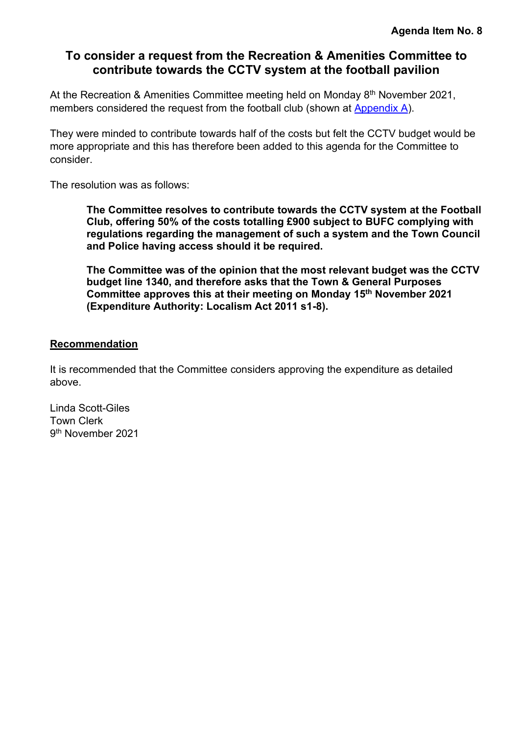**Agenda Item No. 8**

# To consider a request from the Recreation & Amenities Committee to contribute towards the CCTV system at the football pavilion

At the Recreation & Amenities Committee meeting held on Monday 8th November 2021, members considered the request from the football club (shown at Appendix A).

They were minded to contribute towards half of the costs but felt the CCTV budget would be more appropriate and this has therefore been added to this agenda for the Committee to consider.

The resolution was as follows:

> **The Committee resolves to contribute towards the CCTV system at the Football Club, offering 50% of the costs totalling £900 subject to BUFC complying with regulations regarding the management of such a system and the Town Council and Police having access should it be required.**
>
> **The Committee was of the opinion that the most relevant budget was the CCTV budget line 1340, and therefore asks that the Town & General Purposes Committee approves this at their meeting on Monday 15th November 2021 (Expenditure Authority: Localism Act 2011 s1-8).**

## Recommendation

It is recommended that the Committee considers approving the expenditure as detailed above.

Linda Scott-Giles
Town Clerk
9th November 2021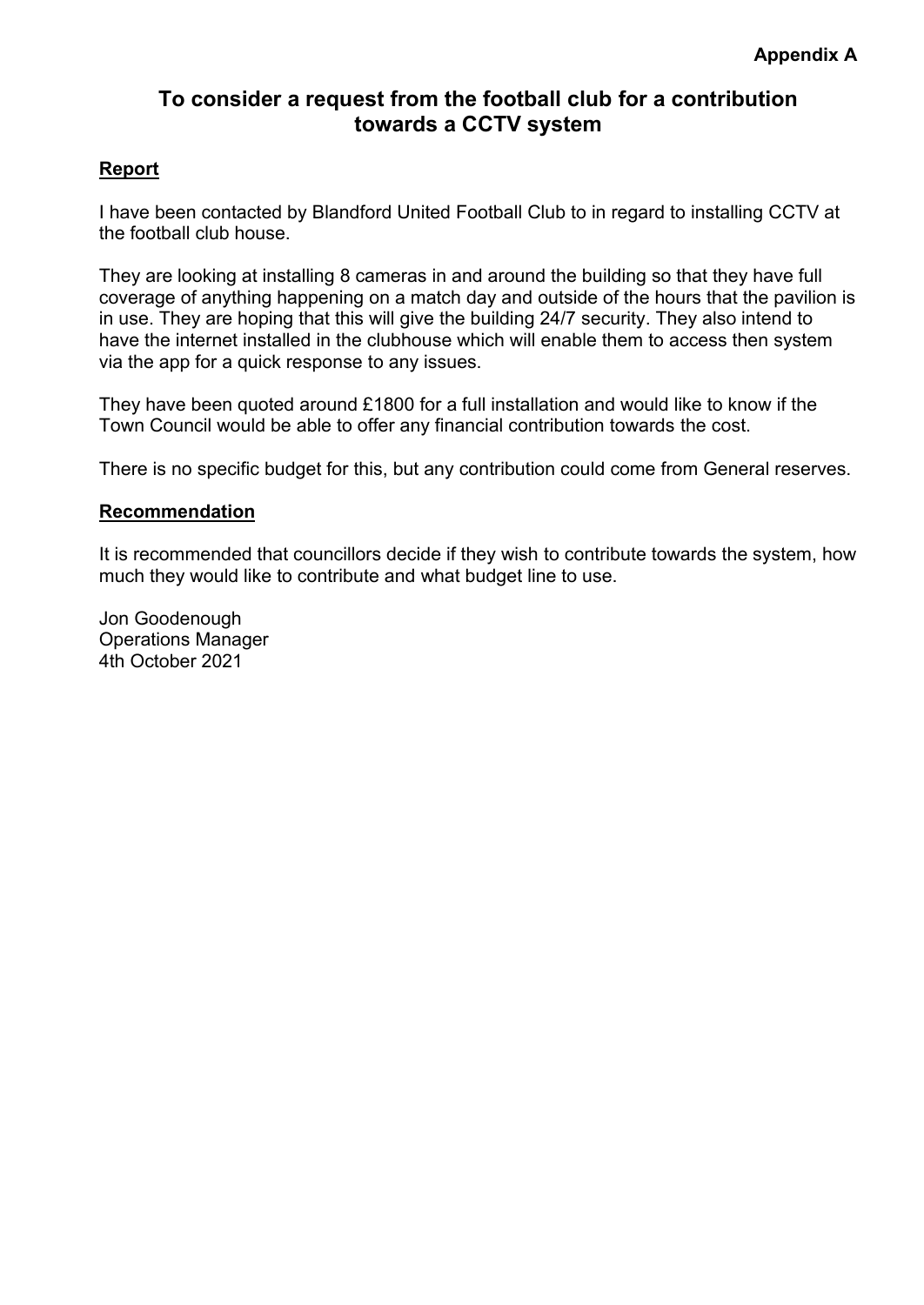**Appendix A**

# To consider a request from the football club for a contribution towards a CCTV system

## Report

I have been contacted by Blandford United Football Club to in regard to installing CCTV at the football club house.

They are looking at installing 8 cameras in and around the building so that they have full coverage of anything happening on a match day and outside of the hours that the pavilion is in use. They are hoping that this will give the building 24/7 security. They also intend to have the internet installed in the clubhouse which will enable them to access then system via the app for a quick response to any issues.

They have been quoted around £1800 for a full installation and would like to know if the Town Council would be able to offer any financial contribution towards the cost.

There is no specific budget for this, but any contribution could come from General reserves.

## Recommendation

It is recommended that councillors decide if they wish to contribute towards the system, how much they would like to contribute and what budget line to use.

Jon Goodenough
Operations Manager
4th October 2021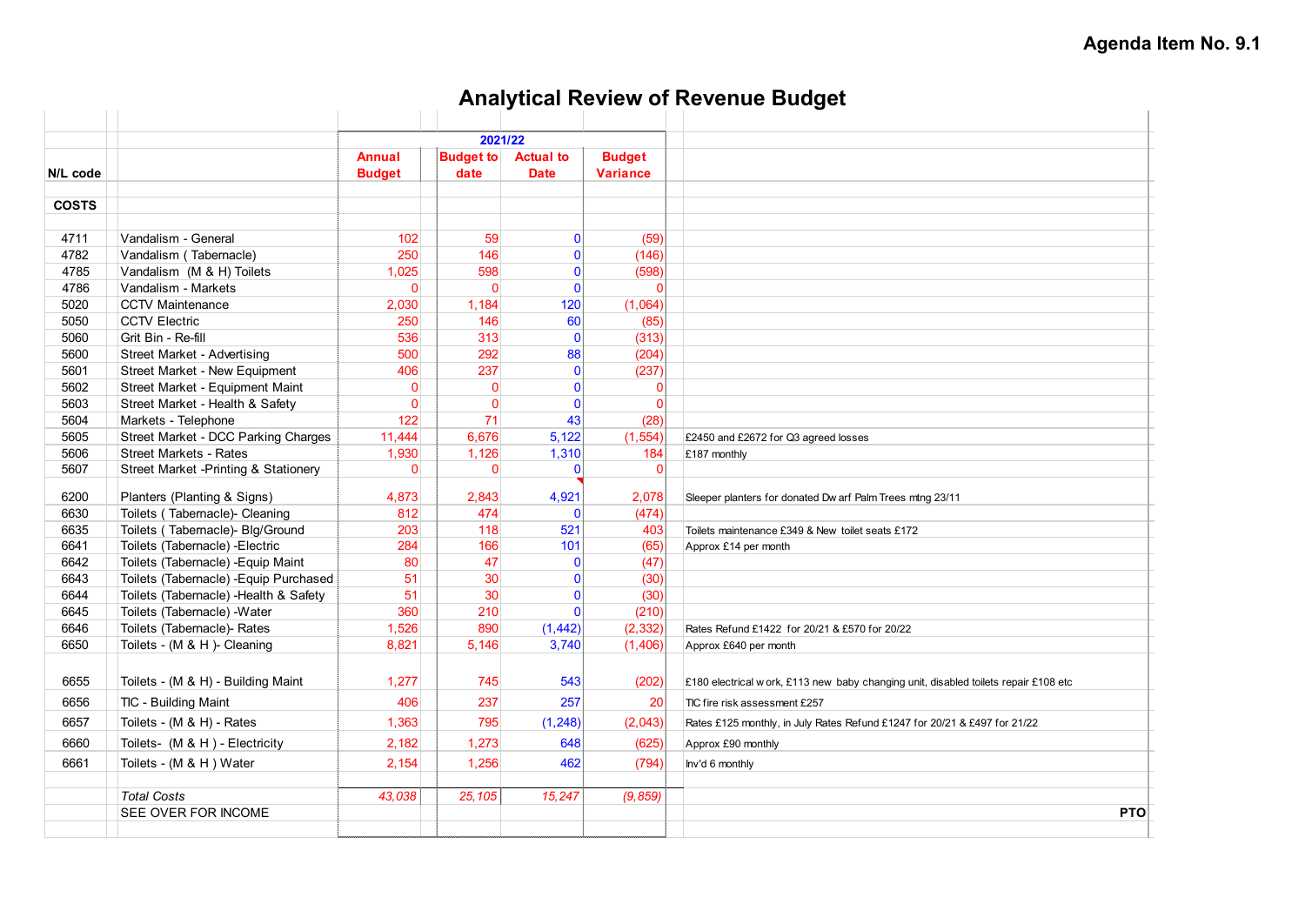Agenda Item No. 9.1

# Analytical Review of Revenue Budget

| N/L code | | 2021/22 Annual Budget | Budget to date | Actual to Date | Budget Variance | |
|---|---|---|---|---|---|---|
| **COSTS** | | | | | | |
| 4711 | Vandalism - General | 102 | 59 | 0 | (59) | |
| 4782 | Vandalism ( Tabernacle) | 250 | 146 | 0 | (146) | |
| 4785 | Vandalism (M & H) Toilets | 1,025 | 598 | 0 | (598) | |
| 4786 | Vandalism - Markets | 0 | 0 | 0 | 0 | |
| 5020 | CCTV Maintenance | 2,030 | 1,184 | 120 | (1,064) | |
| 5050 | CCTV Electric | 250 | 146 | 60 | (85) | |
| 5060 | Grit Bin - Re-fill | 536 | 313 | 0 | (313) | |
| 5600 | Street Market - Advertising | 500 | 292 | 88 | (204) | |
| 5601 | Street Market - New Equipment | 406 | 237 | 0 | (237) | |
| 5602 | Street Market - Equipment Maint | 0 | 0 | 0 | 0 | |
| 5603 | Street Market - Health & Safety | 0 | 0 | 0 | 0 | |
| 5604 | Markets - Telephone | 122 | 71 | 43 | (28) | |
| 5605 | Street Market - DCC Parking Charges | 11,444 | 6,676 | 5,122 | (1,554) | £2450 and £2672 for Q3 agreed losses |
| 5606 | Street Markets - Rates | 1,930 | 1,126 | 1,310 | 184 | £187 monthly |
| 5607 | Street Market -Printing & Stationery | 0 | 0 | 0 | 0 | |
| 6200 | Planters (Planting & Signs) | 4,873 | 2,843 | 4,921 | 2,078 | Sleeper planters for donated Dwarf Palm Trees mtng 23/11 |
| 6630 | Toilets ( Tabernacle)- Cleaning | 812 | 474 | 0 | (474) | |
| 6635 | Toilets ( Tabernacle)- Blg/Ground | 203 | 118 | 521 | 403 | Toilets maintenance £349 & New toilet seats £172 |
| 6641 | Toilets (Tabernacle) -Electric | 284 | 166 | 101 | (65) | Approx £14 per month |
| 6642 | Toilets (Tabernacle) -Equip Maint | 80 | 47 | 0 | (47) | |
| 6643 | Toilets (Tabernacle) -Equip Purchased | 51 | 30 | 0 | (30) | |
| 6644 | Toilets (Tabernacle) -Health & Safety | 51 | 30 | 0 | (30) | |
| 6645 | Toilets (Tabernacle) -Water | 360 | 210 | 0 | (210) | |
| 6646 | Toilets (Tabernacle)- Rates | 1,526 | 890 | (1,442) | (2,332) | Rates Refund £1422 for 20/21 & £570 for 20/22 |
| 6650 | Toilets - (M & H )- Cleaning | 8,821 | 5,146 | 3,740 | (1,406) | Approx £640 per month |
| 6655 | Toilets - (M & H) - Building Maint | 1,277 | 745 | 543 | (202) | £180 electrical work, £113 new baby changing unit, disabled toilets repair £108 etc |
| 6656 | TIC - Building Maint | 406 | 237 | 257 | 20 | TIC fire risk assessment £257 |
| 6657 | Toilets - (M & H) - Rates | 1,363 | 795 | (1,248) | (2,043) | Rates £125 monthly, in July Rates Refund £1247 for 20/21 & £497 for 21/22 |
| 6660 | Toilets- (M & H ) - Electricity | 2,182 | 1,273 | 648 | (625) | Approx £90 monthly |
| 6661 | Toilets - (M & H ) Water | 2,154 | 1,256 | 462 | (794) | Inv'd 6 monthly |
| | *Total Costs* | *43,038* | *25,105* | *15,247* | *(9,859)* | |
| | SEE OVER FOR INCOME | | | | | **PTO** |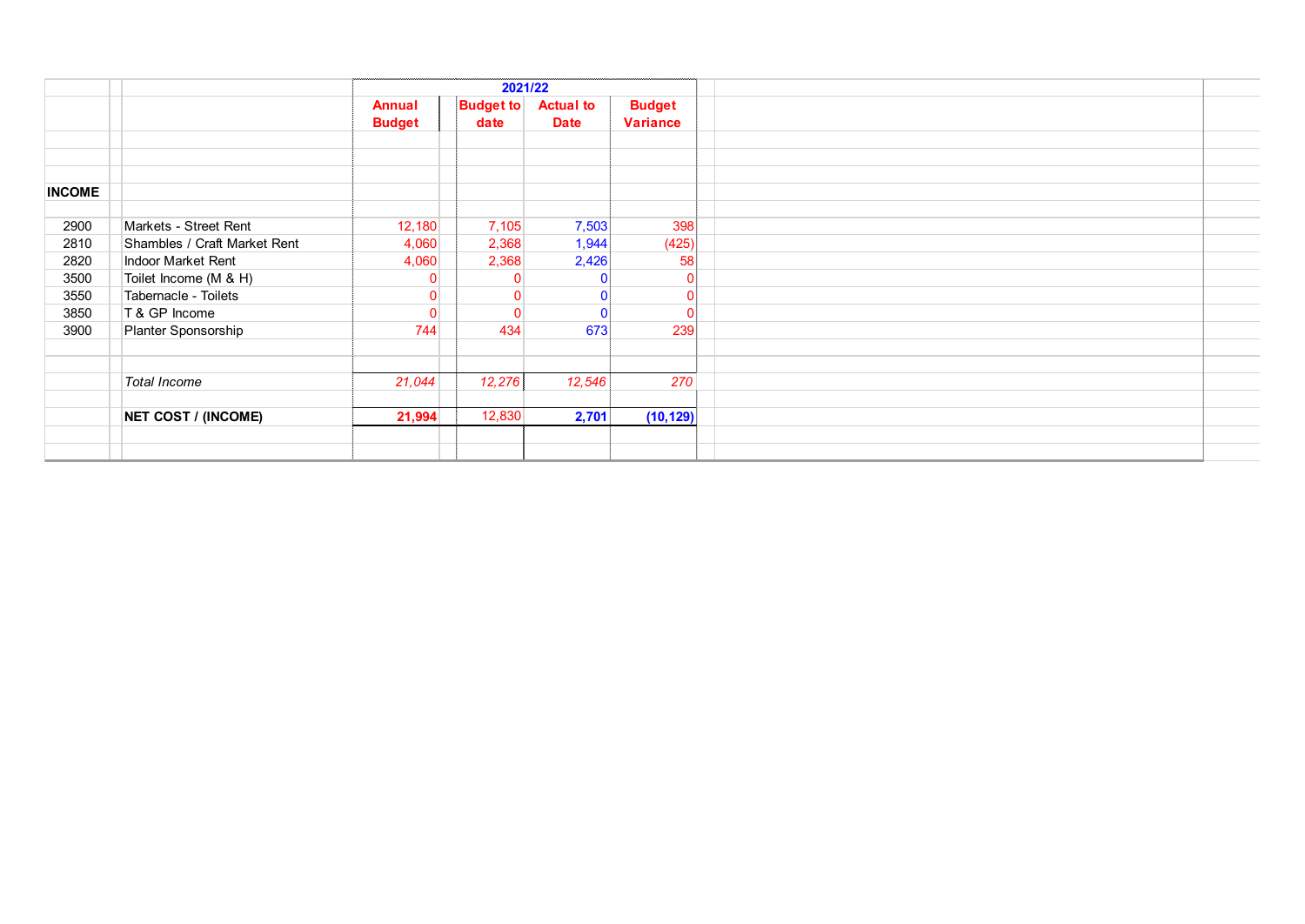| | | 2021/22 | | | |
|---|---|---|---|---|---|
| | | Annual Budget | Budget to date | Actual to Date | Budget Variance |
| **INCOME** | | | | | |
| 2900 | Markets - Street Rent | 12,180 | 7,105 | 7,503 | 398 |
| 2810 | Shambles / Craft Market Rent | 4,060 | 2,368 | 1,944 | (425) |
| 2820 | Indoor Market Rent | 4,060 | 2,368 | 2,426 | 58 |
| 3500 | Toilet Income (M & H) | 0 | 0 | 0 | 0 |
| 3550 | Tabernacle - Toilets | 0 | 0 | 0 | 0 |
| 3850 | T & GP Income | 0 | 0 | 0 | 0 |
| 3900 | Planter Sponsorship | 744 | 434 | 673 | 239 |
| | *Total Income* | *21,044* | *12,276* | *12,546* | *270* |
| | **NET COST / (INCOME)** | **21,994** | 12,830 | **2,701** | **(10,129)** |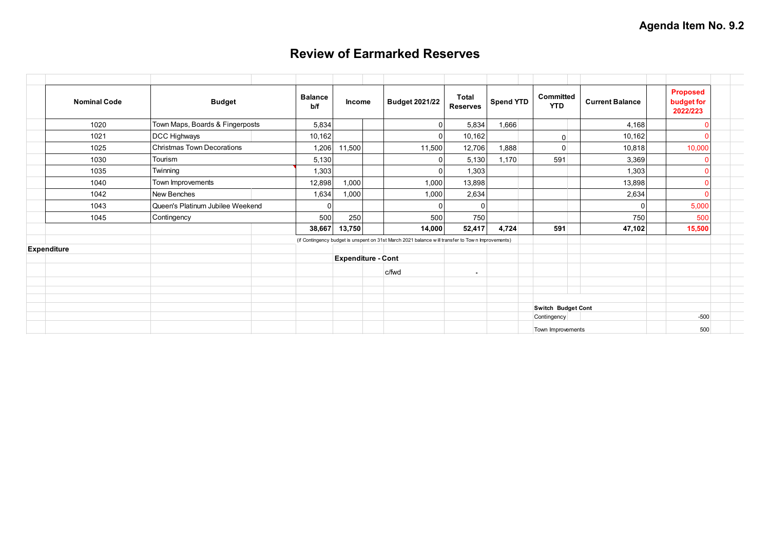**Agenda Item No. 9.2**

# Review of Earmarked Reserves

| Nominal Code | Budget | Balance b/f | Income | Budget 2021/22 | Total Reserves | Spend YTD | Committed YTD | Current Balance | Proposed budget for 2022/223 |
|---|---|---|---|---|---|---|---|---|---|
| 1020 | Town Maps, Boards & Fingerposts | 5,834 | | 0 | 5,834 | 1,666 | | 4,168 | 0 |
| 1021 | DCC Highways | 10,162 | | 0 | 10,162 | | 0 | 10,162 | 0 |
| 1025 | Christmas Town Decorations | 1,206 | 11,500 | 11,500 | 12,706 | 1,888 | 0 | 10,818 | 10,000 |
| 1030 | Tourism | 5,130 | | 0 | 5,130 | 1,170 | 591 | 3,369 | 0 |
| 1035 | Twinning | 1,303 | | 0 | 1,303 | | | 1,303 | 0 |
| 1040 | Town Improvements | 12,898 | 1,000 | 1,000 | 13,898 | | | 13,898 | 0 |
| 1042 | New Benches | 1,634 | 1,000 | 1,000 | 2,634 | | | 2,634 | 0 |
| 1043 | Queen's Platinum Jubilee Weekend | 0 | | 0 | 0 | | | 0 | 5,000 |
| 1045 | Contingency | 500 | 250 | 500 | 750 | | | 750 | 500 |
| | | **38,667** | **13,750** | **14,000** | **52,417** | **4,724** | **591** | **47,102** | **15,500** |

(if Contingency budget is unspent on 31st March 2021 balance will transfer to Town Improvements)

**Expenditure**

**Expenditure - Cont**

c/fwd -

**Switch Budget Cont**

| | |
|---|---|
| Contingency | -500 |
| Town Improvements | 500 |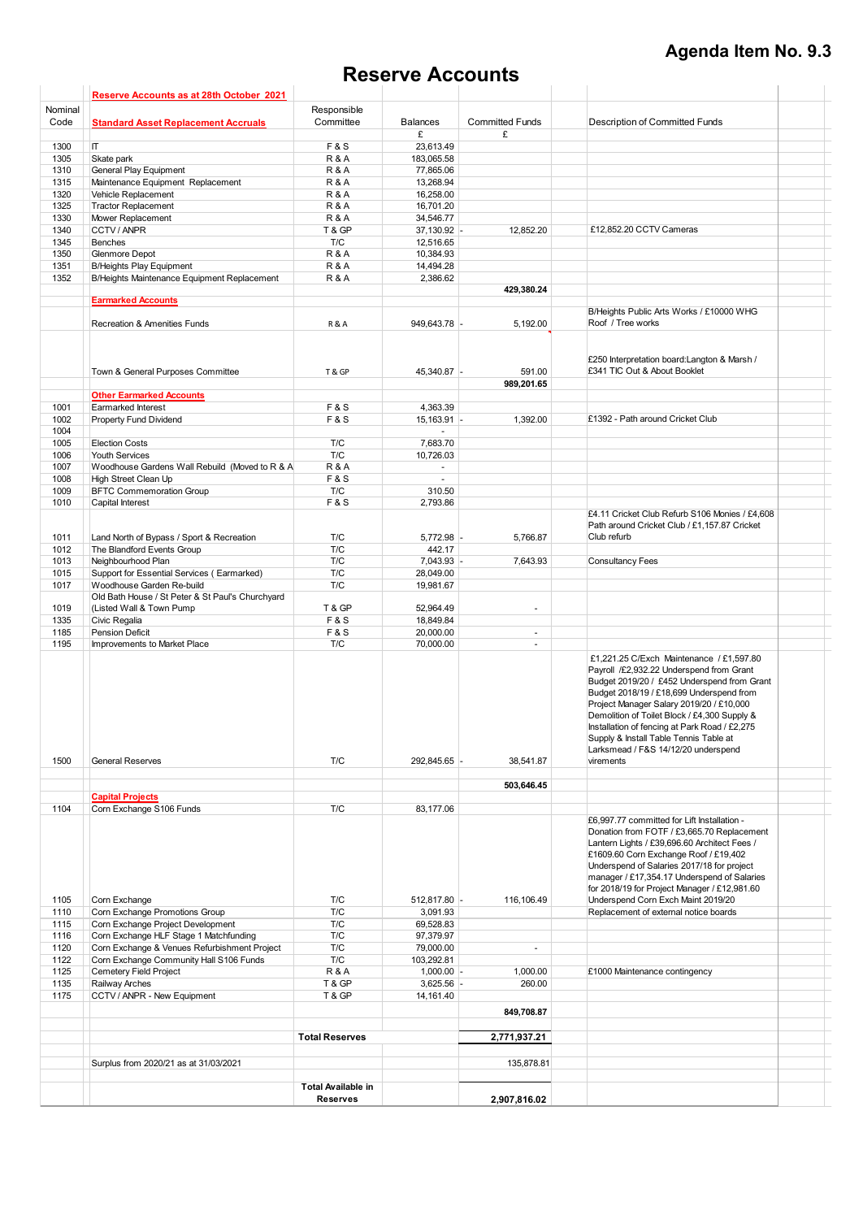# Agenda Item No. 9.3

# Reserve Accounts

| Nominal Code | Reserve Accounts as at 28th October 2021 | Responsible Committee | Balances | Committed Funds | Description of Committed Funds |
|---|---|---|---|---|---|
| | **Standard Asset Replacement Accruals** | | £ | £ | |
| 1300 | IT | F & S | 23,613.49 | | |
| 1305 | Skate park | R & A | 183,065.58 | | |
| 1310 | General Play Equipment | R & A | 77,865.06 | | |
| 1315 | Maintenance Equipment Replacement | R & A | 13,268.94 | | |
| 1320 | Vehicle Replacement | R & A | 16,258.00 | | |
| 1325 | Tractor Replacement | R & A | 16,701.20 | | |
| 1330 | Mower Replacement | R & A | 34,546.77 | | |
| 1340 | CCTV / ANPR | T & GP | 37,130.92 | - 12,852.20 | £12,852.20 CCTV Cameras |
| 1345 | Benches | T/C | 12,516.65 | | |
| 1350 | Glenmore Depot | R & A | 10,384.93 | | |
| 1351 | B/Heights Play Equipment | R & A | 14,494.28 | | |
| 1352 | B/Heights Maintenance Equipment Replacement | R & A | 2,386.62 | | |
| | | | | **429,380.24** | |
| | **Earmarked Accounts** | | | | |
| | Recreation & Amenities Funds | R & A | 949,643.78 | - 5,192.00 | B/Heights Public Arts Works / £10000 WHG Roof / Tree works |
| | Town & General Purposes Committee | T & GP | 45,340.87 | - 591.00 | £250 Interpretation board:Langton & Marsh / £341 TIC Out & About Booklet |
| | | | | **989,201.65** | |
| | **Other Earmarked Accounts** | | | | |
| 1001 | Earmarked Interest | F & S | 4,363.39 | | |
| 1002 | Property Fund Dividend | F & S | 15,163.91 | - 1,392.00 | £1392 - Path around Cricket Club |
| 1004 | | | - | | |
| 1005 | Election Costs | T/C | 7,683.70 | | |
| 1006 | Youth Services | T/C | 10,726.03 | | |
| 1007 | Woodhouse Gardens Wall Rebuild (Moved to R & A | R & A | - | | |
| 1008 | High Street Clean Up | F & S | - | | |
| 1009 | BFTC Commemoration Group | T/C | 310.50 | | |
| 1010 | Capital Interest | F & S | 2,793.86 | | |
| 1011 | Land North of Bypass / Sport & Recreation | T/C | 5,772.98 | - 5,766.87 | £4.11 Cricket Club Refurb S106 Monies / £4,608 Path around Cricket Club / £1,157.87 Cricket Club refurb |
| 1012 | The Blandford Events Group | T/C | 442.17 | | |
| 1013 | Neighbourhood Plan | T/C | 7,043.93 | - 7,643.93 | Consultancy Fees |
| 1015 | Support for Essential Services ( Earmarked) | T/C | 28,049.00 | | |
| 1017 | Woodhouse Garden Re-build | T/C | 19,981.67 | | |
| 1019 | Old Bath House / St Peter & St Paul's Churchyard (Listed Wall & Town Pump | T & GP | 52,964.49 | - | |
| 1335 | Civic Regalia | F & S | 18,849.84 | | |
| 1185 | Pension Deficit | F & S | 20,000.00 | - | |
| 1195 | Improvements to Market Place | T/C | 70,000.00 | - | |
| 1500 | General Reserves | T/C | 292,845.65 | - 38,541.87 | £1,221.25 C/Exch Maintenance / £1,597.80 Payroll /£2,932.22 Underspend from Grant Budget 2019/20 / £452 Underspend from Grant Budget 2018/19 / £18,699 Underspend from Project Manager Salary 2019/20 / £10,000 Demolition of Toilet Block / £4,300 Supply & Installation of fencing at Park Road / £2,275 Supply & Install Table Tennis Table at Larksmead / F&S 14/12/20 underspend virements |
| | | | | **503,646.45** | |
| | **Capital Projects** | | | | |
| 1104 | Corn Exchange S106 Funds | T/C | 83,177.06 | | |
| 1105 | Corn Exchange | T/C | 512,817.80 | - 116,106.49 | £6,997.77 committed for Lift Installation - Donation from FOTF / £3,665.70 Replacement Lantern Lights / £39,696.60 Architect Fees / £1609.60 Corn Exchange Roof / £19,402 Underspend of Salaries 2017/18 for project manager / £17,354.17 Underspend of Salaries for 2018/19 for Project Manager / £12,981.60 Underspend Corn Exch Maint 2019/20 |
| 1110 | Corn Exchange Promotions Group | T/C | 3,091.93 | | Replacement of external notice boards |
| 1115 | Corn Exchange Project Development | T/C | 69,528.83 | | |
| 1116 | Corn Exchange HLF Stage 1 Matchfunding | T/C | 97,379.97 | | |
| 1120 | Corn Exchange & Venues Refurbishment Project | T/C | 79,000.00 | - | |
| 1122 | Corn Exchange Community Hall S106 Funds | T/C | 103,292.81 | | |
| 1125 | Cemetery Field Project | R & A | 1,000.00 | - 1,000.00 | £1000 Maintenance contingency |
| 1135 | Railway Arches | T & GP | 3,625.56 | - 260.00 | |
| 1175 | CCTV / ANPR - New Equipment | T & GP | 14,161.40 | | |
| | | | | **849,708.87** | |
| | | **Total Reserves** | | **2,771,937.21** | |
| | Surplus from 2020/21 as at 31/03/2021 | | | 135,878.81 | |
| | | **Total Available in Reserves** | | **2,907,816.02** | |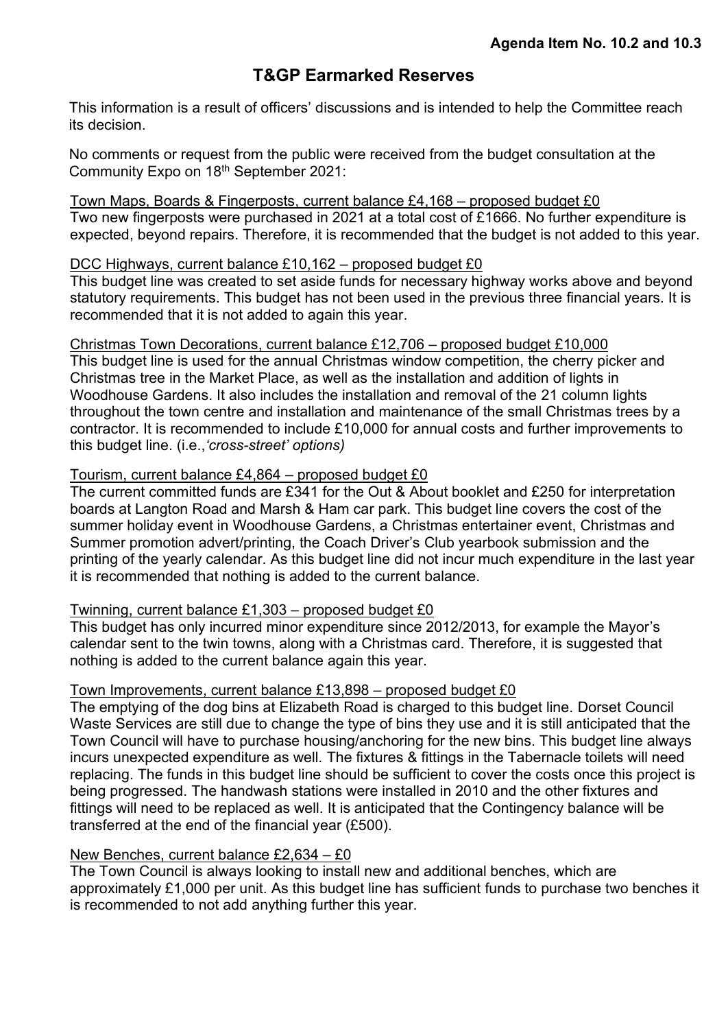**Agenda Item No. 10.2 and 10.3**

# T&GP Earmarked Reserves

This information is a result of officers' discussions and is intended to help the Committee reach its decision.

No comments or request from the public were received from the budget consultation at the Community Expo on 18th September 2021:

<u>Town Maps, Boards & Fingerposts, current balance £4,168 – proposed budget £0</u>
Two new fingerposts were purchased in 2021 at a total cost of £1666. No further expenditure is expected, beyond repairs. Therefore, it is recommended that the budget is not added to this year.

<u>DCC Highways, current balance £10,162 – proposed budget £0</u>
This budget line was created to set aside funds for necessary highway works above and beyond statutory requirements. This budget has not been used in the previous three financial years. It is recommended that it is not added to again this year.

<u>Christmas Town Decorations, current balance £12,706 – proposed budget £10,000</u>
This budget line is used for the annual Christmas window competition, the cherry picker and Christmas tree in the Market Place, as well as the installation and addition of lights in Woodhouse Gardens. It also includes the installation and removal of the 21 column lights throughout the town centre and installation and maintenance of the small Christmas trees by a contractor. It is recommended to include £10,000 for annual costs and further improvements to this budget line. (i.e.,*'cross-street' options)*

<u>Tourism, current balance £4,864 – proposed budget £0</u>
The current committed funds are £341 for the Out & About booklet and £250 for interpretation boards at Langton Road and Marsh & Ham car park. This budget line covers the cost of the summer holiday event in Woodhouse Gardens, a Christmas entertainer event, Christmas and Summer promotion advert/printing, the Coach Driver's Club yearbook submission and the printing of the yearly calendar. As this budget line did not incur much expenditure in the last year it is recommended that nothing is added to the current balance.

<u>Twinning, current balance £1,303 – proposed budget £0</u>
This budget has only incurred minor expenditure since 2012/2013, for example the Mayor's calendar sent to the twin towns, along with a Christmas card. Therefore, it is suggested that nothing is added to the current balance again this year.

<u>Town Improvements, current balance £13,898 – proposed budget £0</u>
The emptying of the dog bins at Elizabeth Road is charged to this budget line. Dorset Council Waste Services are still due to change the type of bins they use and it is still anticipated that the Town Council will have to purchase housing/anchoring for the new bins. This budget line always incurs unexpected expenditure as well. The fixtures & fittings in the Tabernacle toilets will need replacing. The funds in this budget line should be sufficient to cover the costs once this project is being progressed. The handwash stations were installed in 2010 and the other fixtures and fittings will need to be replaced as well. It is anticipated that the Contingency balance will be transferred at the end of the financial year (£500).

<u>New Benches, current balance £2,634 – £0</u>
The Town Council is always looking to install new and additional benches, which are approximately £1,000 per unit. As this budget line has sufficient funds to purchase two benches it is recommended to not add anything further this year.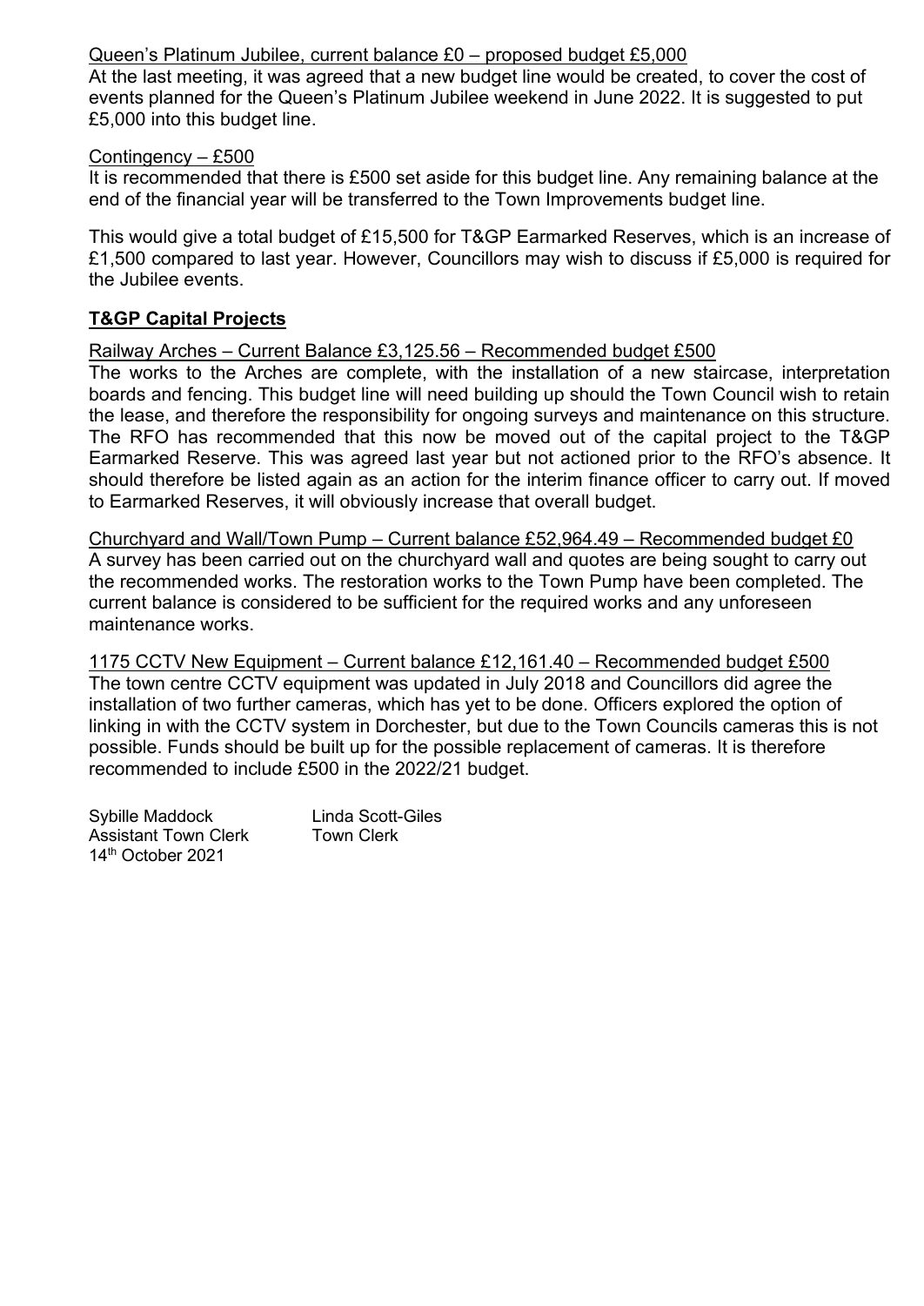Queen's Platinum Jubilee, current balance £0 – proposed budget £5,000

At the last meeting, it was agreed that a new budget line would be created, to cover the cost of events planned for the Queen's Platinum Jubilee weekend in June 2022. It is suggested to put £5,000 into this budget line.

Contingency – £500

It is recommended that there is £500 set aside for this budget line. Any remaining balance at the end of the financial year will be transferred to the Town Improvements budget line.

This would give a total budget of £15,500 for T&GP Earmarked Reserves, which is an increase of £1,500 compared to last year. However, Councillors may wish to discuss if £5,000 is required for the Jubilee events.

**T&GP Capital Projects**

Railway Arches – Current Balance £3,125.56 – Recommended budget £500

The works to the Arches are complete, with the installation of a new staircase, interpretation boards and fencing. This budget line will need building up should the Town Council wish to retain the lease, and therefore the responsibility for ongoing surveys and maintenance on this structure. The RFO has recommended that this now be moved out of the capital project to the T&GP Earmarked Reserve. This was agreed last year but not actioned prior to the RFO's absence. It should therefore be listed again as an action for the interim finance officer to carry out. If moved to Earmarked Reserves, it will obviously increase that overall budget.

Churchyard and Wall/Town Pump – Current balance £52,964.49 – Recommended budget £0

A survey has been carried out on the churchyard wall and quotes are being sought to carry out the recommended works. The restoration works to the Town Pump have been completed. The current balance is considered to be sufficient for the required works and any unforeseen maintenance works.

1175 CCTV New Equipment – Current balance £12,161.40 – Recommended budget £500

The town centre CCTV equipment was updated in July 2018 and Councillors did agree the installation of two further cameras, which has yet to be done. Officers explored the option of linking in with the CCTV system in Dorchester, but due to the Town Councils cameras this is not possible. Funds should be built up for the possible replacement of cameras. It is therefore recommended to include £500 in the 2022/21 budget.

Sybille Maddock
Assistant Town Clerk
14th October 2021

Linda Scott-Giles
Town Clerk